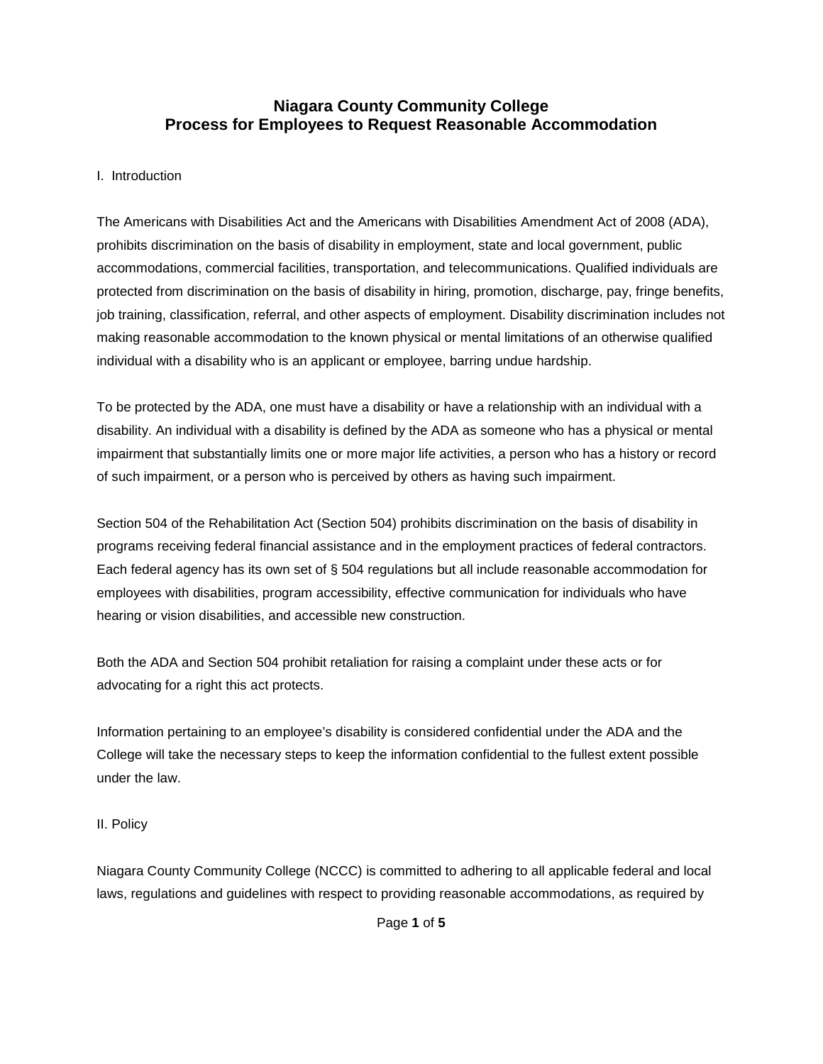# Niagara County Community College
# Process for Employees to Request Reasonable Accommodation

I. Introduction

The Americans with Disabilities Act and the Americans with Disabilities Amendment Act of 2008 (ADA), prohibits discrimination on the basis of disability in employment, state and local government, public accommodations, commercial facilities, transportation, and telecommunications. Qualified individuals are protected from discrimination on the basis of disability in hiring, promotion, discharge, pay, fringe benefits, job training, classification, referral, and other aspects of employment. Disability discrimination includes not making reasonable accommodation to the known physical or mental limitations of an otherwise qualified individual with a disability who is an applicant or employee, barring undue hardship.

To be protected by the ADA, one must have a disability or have a relationship with an individual with a disability. An individual with a disability is defined by the ADA as someone who has a physical or mental impairment that substantially limits one or more major life activities, a person who has a history or record of such impairment, or a person who is perceived by others as having such impairment.

Section 504 of the Rehabilitation Act (Section 504) prohibits discrimination on the basis of disability in programs receiving federal financial assistance and in the employment practices of federal contractors. Each federal agency has its own set of § 504 regulations but all include reasonable accommodation for employees with disabilities, program accessibility, effective communication for individuals who have hearing or vision disabilities, and accessible new construction.

Both the ADA and Section 504 prohibit retaliation for raising a complaint under these acts or for advocating for a right this act protects.

Information pertaining to an employee's disability is considered confidential under the ADA and the College will take the necessary steps to keep the information confidential to the fullest extent possible under the law.

II. Policy

Niagara County Community College (NCCC) is committed to adhering to all applicable federal and local laws, regulations and guidelines with respect to providing reasonable accommodations, as required by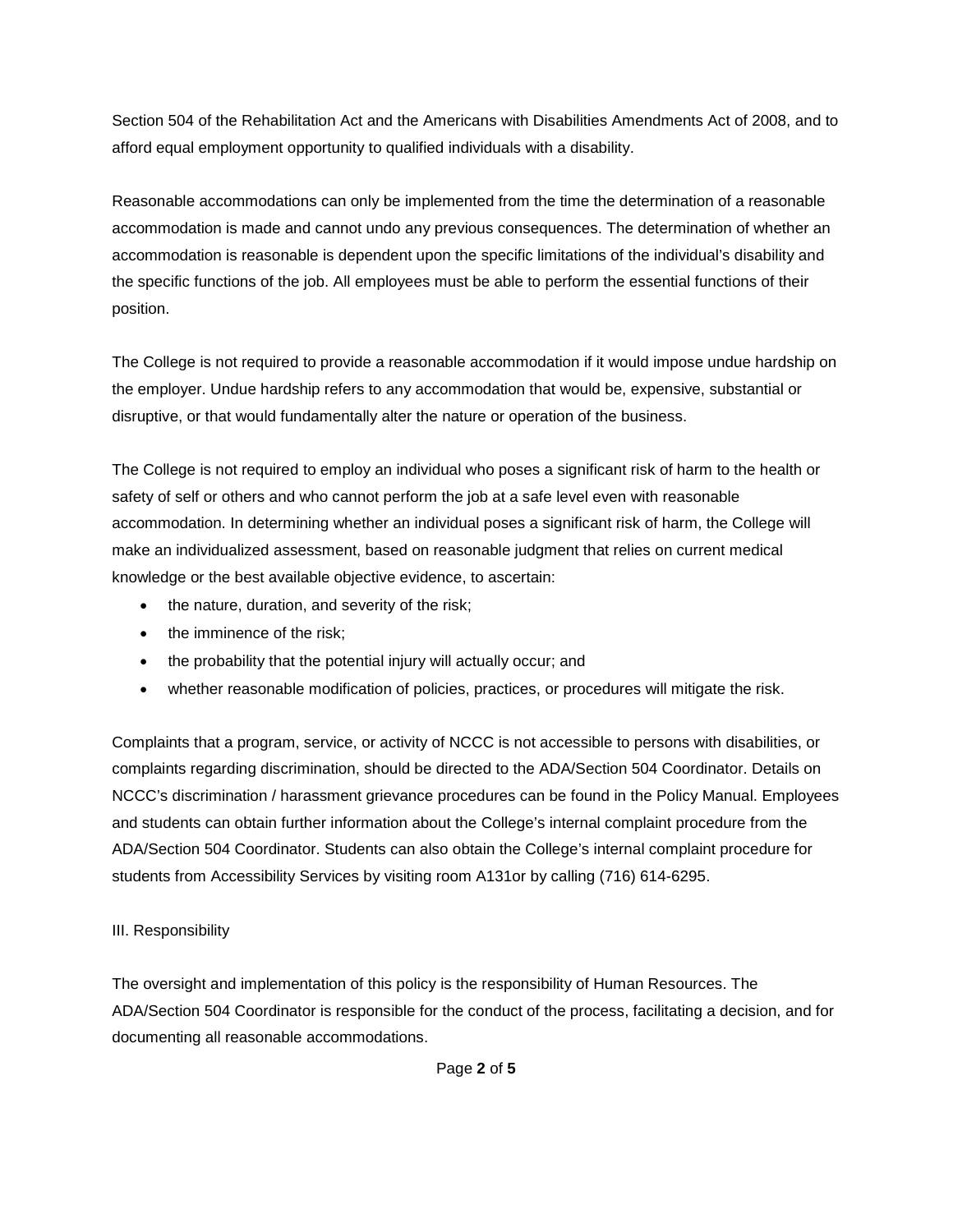Section 504 of the Rehabilitation Act and the Americans with Disabilities Amendments Act of 2008, and to afford equal employment opportunity to qualified individuals with a disability.

Reasonable accommodations can only be implemented from the time the determination of a reasonable accommodation is made and cannot undo any previous consequences. The determination of whether an accommodation is reasonable is dependent upon the specific limitations of the individual's disability and the specific functions of the job. All employees must be able to perform the essential functions of their position.

The College is not required to provide a reasonable accommodation if it would impose undue hardship on the employer. Undue hardship refers to any accommodation that would be, expensive, substantial or disruptive, or that would fundamentally alter the nature or operation of the business.

The College is not required to employ an individual who poses a significant risk of harm to the health or safety of self or others and who cannot perform the job at a safe level even with reasonable accommodation. In determining whether an individual poses a significant risk of harm, the College will make an individualized assessment, based on reasonable judgment that relies on current medical knowledge or the best available objective evidence, to ascertain:

- the nature, duration, and severity of the risk;
- the imminence of the risk;
- the probability that the potential injury will actually occur; and
- whether reasonable modification of policies, practices, or procedures will mitigate the risk.

Complaints that a program, service, or activity of NCCC is not accessible to persons with disabilities, or complaints regarding discrimination, should be directed to the ADA/Section 504 Coordinator. Details on NCCC's discrimination / harassment grievance procedures can be found in the Policy Manual. Employees and students can obtain further information about the College's internal complaint procedure from the ADA/Section 504 Coordinator. Students can also obtain the College's internal complaint procedure for students from Accessibility Services by visiting room A131or by calling (716) 614-6295.

III. Responsibility

The oversight and implementation of this policy is the responsibility of Human Resources. The ADA/Section 504 Coordinator is responsible for the conduct of the process, facilitating a decision, and for documenting all reasonable accommodations.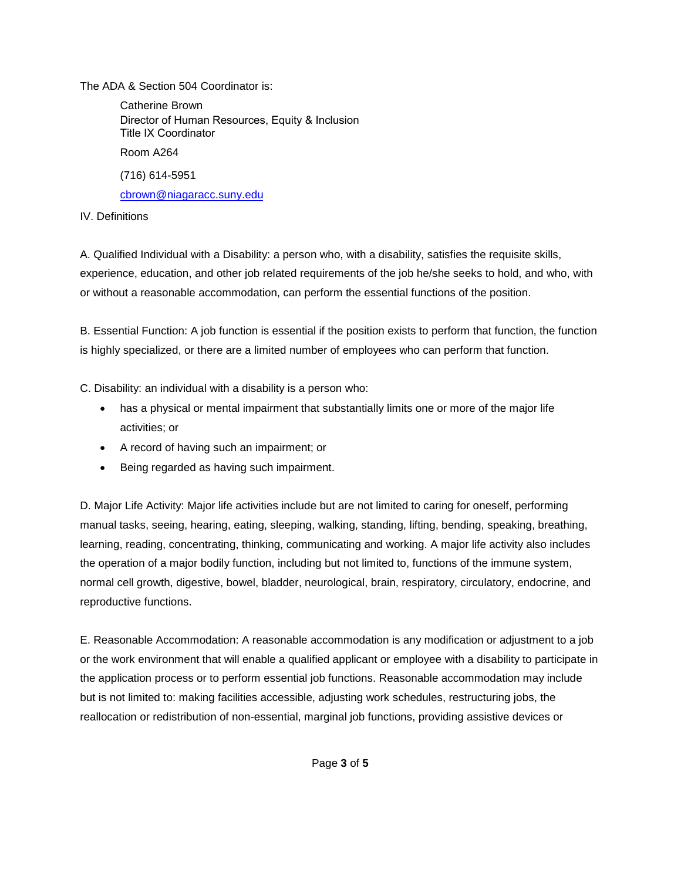The ADA & Section 504 Coordinator is:

> Catherine Brown
> Director of Human Resources, Equity & Inclusion
> Title IX Coordinator
>
> Room A264
>
> (716) 614-5951
>
> cbrown@niagaracc.suny.edu

## IV. Definitions

A. Qualified Individual with a Disability: a person who, with a disability, satisfies the requisite skills, experience, education, and other job related requirements of the job he/she seeks to hold, and who, with or without a reasonable accommodation, can perform the essential functions of the position.

B. Essential Function: A job function is essential if the position exists to perform that function, the function is highly specialized, or there are a limited number of employees who can perform that function.

C. Disability: an individual with a disability is a person who:

- has a physical or mental impairment that substantially limits one or more of the major life activities; or
- A record of having such an impairment; or
- Being regarded as having such impairment.

D. Major Life Activity: Major life activities include but are not limited to caring for oneself, performing manual tasks, seeing, hearing, eating, sleeping, walking, standing, lifting, bending, speaking, breathing, learning, reading, concentrating, thinking, communicating and working. A major life activity also includes the operation of a major bodily function, including but not limited to, functions of the immune system, normal cell growth, digestive, bowel, bladder, neurological, brain, respiratory, circulatory, endocrine, and reproductive functions.

E. Reasonable Accommodation: A reasonable accommodation is any modification or adjustment to a job or the work environment that will enable a qualified applicant or employee with a disability to participate in the application process or to perform essential job functions. Reasonable accommodation may include but is not limited to: making facilities accessible, adjusting work schedules, restructuring jobs, the reallocation or redistribution of non-essential, marginal job functions, providing assistive devices or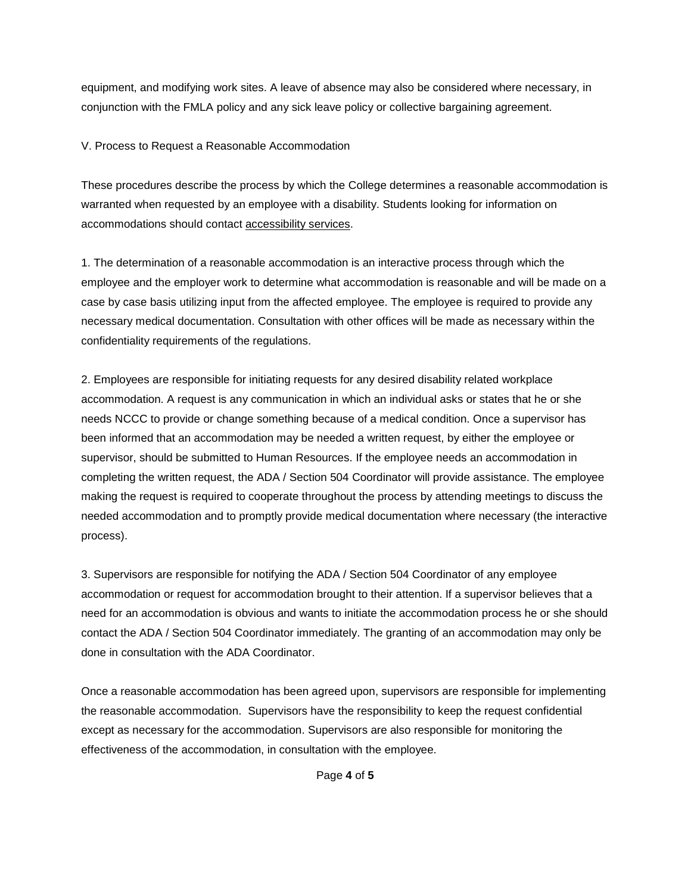equipment, and modifying work sites. A leave of absence may also be considered where necessary, in conjunction with the FMLA policy and any sick leave policy or collective bargaining agreement.

## V. Process to Request a Reasonable Accommodation

These procedures describe the process by which the College determines a reasonable accommodation is warranted when requested by an employee with a disability. Students looking for information on accommodations should contact accessibility services.

1. The determination of a reasonable accommodation is an interactive process through which the employee and the employer work to determine what accommodation is reasonable and will be made on a case by case basis utilizing input from the affected employee. The employee is required to provide any necessary medical documentation. Consultation with other offices will be made as necessary within the confidentiality requirements of the regulations.

2. Employees are responsible for initiating requests for any desired disability related workplace accommodation. A request is any communication in which an individual asks or states that he or she needs NCCC to provide or change something because of a medical condition. Once a supervisor has been informed that an accommodation may be needed a written request, by either the employee or supervisor, should be submitted to Human Resources. If the employee needs an accommodation in completing the written request, the ADA / Section 504 Coordinator will provide assistance. The employee making the request is required to cooperate throughout the process by attending meetings to discuss the needed accommodation and to promptly provide medical documentation where necessary (the interactive process).

3. Supervisors are responsible for notifying the ADA / Section 504 Coordinator of any employee accommodation or request for accommodation brought to their attention. If a supervisor believes that a need for an accommodation is obvious and wants to initiate the accommodation process he or she should contact the ADA / Section 504 Coordinator immediately. The granting of an accommodation may only be done in consultation with the ADA Coordinator.

Once a reasonable accommodation has been agreed upon, supervisors are responsible for implementing the reasonable accommodation. Supervisors have the responsibility to keep the request confidential except as necessary for the accommodation. Supervisors are also responsible for monitoring the effectiveness of the accommodation, in consultation with the employee.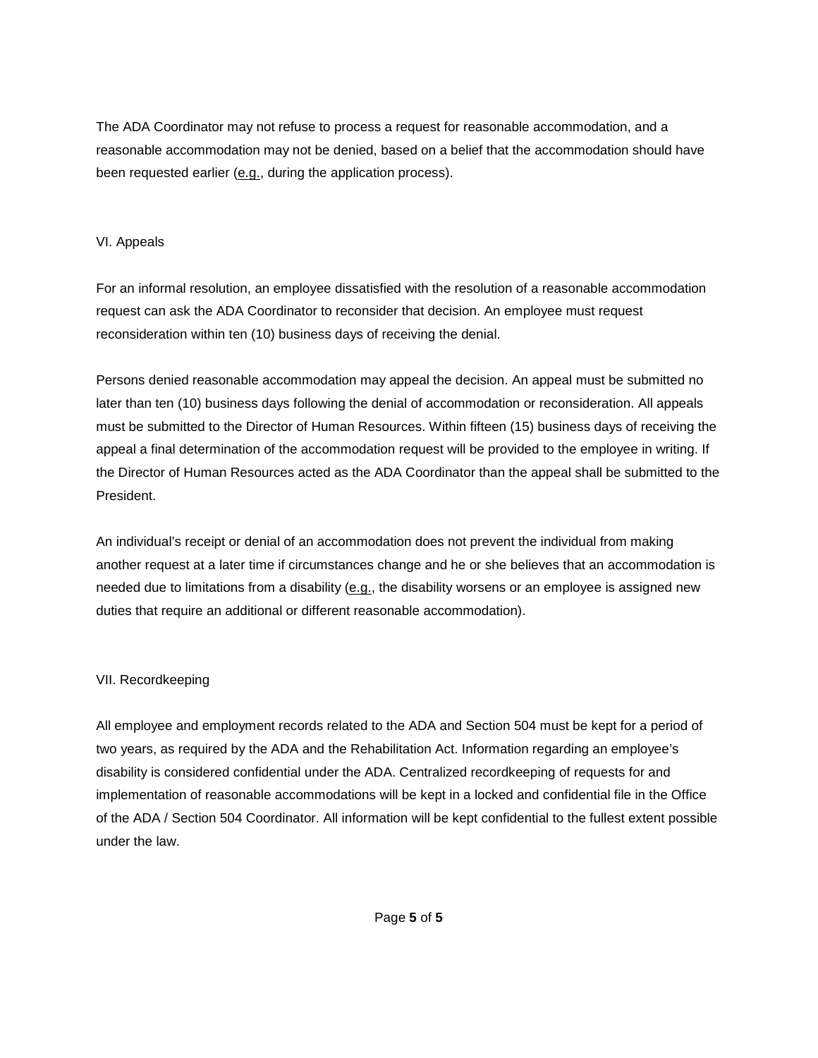The ADA Coordinator may not refuse to process a request for reasonable accommodation, and a reasonable accommodation may not be denied, based on a belief that the accommodation should have been requested earlier (e.g., during the application process).

## VI. Appeals

For an informal resolution, an employee dissatisfied with the resolution of a reasonable accommodation request can ask the ADA Coordinator to reconsider that decision. An employee must request reconsideration within ten (10) business days of receiving the denial.

Persons denied reasonable accommodation may appeal the decision. An appeal must be submitted no later than ten (10) business days following the denial of accommodation or reconsideration. All appeals must be submitted to the Director of Human Resources. Within fifteen (15) business days of receiving the appeal a final determination of the accommodation request will be provided to the employee in writing. If the Director of Human Resources acted as the ADA Coordinator than the appeal shall be submitted to the President.

An individual's receipt or denial of an accommodation does not prevent the individual from making another request at a later time if circumstances change and he or she believes that an accommodation is needed due to limitations from a disability (e.g., the disability worsens or an employee is assigned new duties that require an additional or different reasonable accommodation).

## VII. Recordkeeping

All employee and employment records related to the ADA and Section 504 must be kept for a period of two years, as required by the ADA and the Rehabilitation Act. Information regarding an employee's disability is considered confidential under the ADA. Centralized recordkeeping of requests for and implementation of reasonable accommodations will be kept in a locked and confidential file in the Office of the ADA / Section 504 Coordinator. All information will be kept confidential to the fullest extent possible under the law.